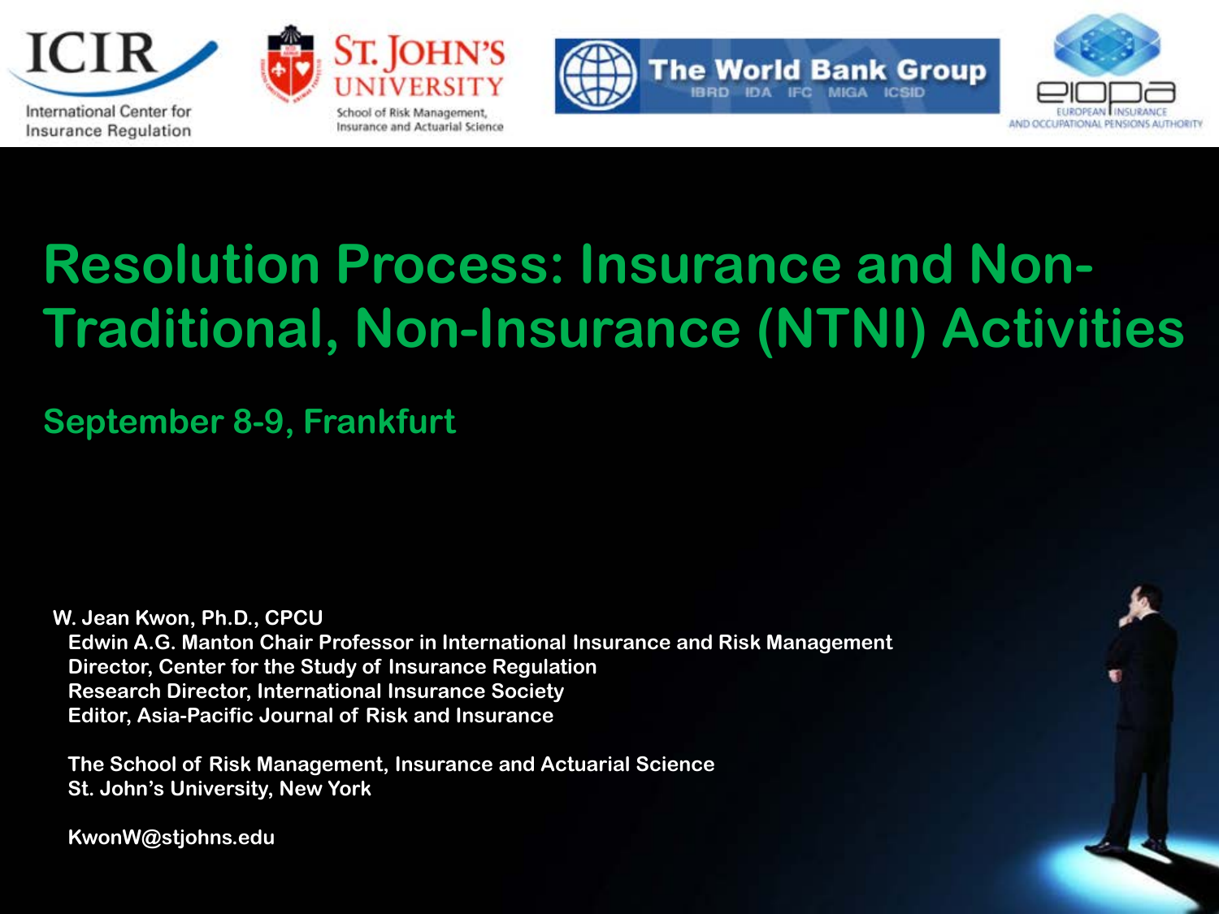ICIR — International Center for Insurance Regulation

St. John's University — School of Risk Management, Insurance and Actuarial Science

The World Bank Group — IBRD IDA IFC MIGA ICSID

eiopa — European Insurance and Occupational Pensions Authority

# Resolution Process: Insurance and Non-Traditional, Non-Insurance (NTNI) Activities

## September 8-9, Frankfurt

**W. Jean Kwon, Ph.D., CPCU**
Edwin A.G. Manton Chair Professor in International Insurance and Risk Management
Director, Center for the Study of Insurance Regulation
Research Director, International Insurance Society
Editor, Asia-Pacific Journal of Risk and Insurance

The School of Risk Management, Insurance and Actuarial Science
St. John's University, New York

KwonW@stjohns.edu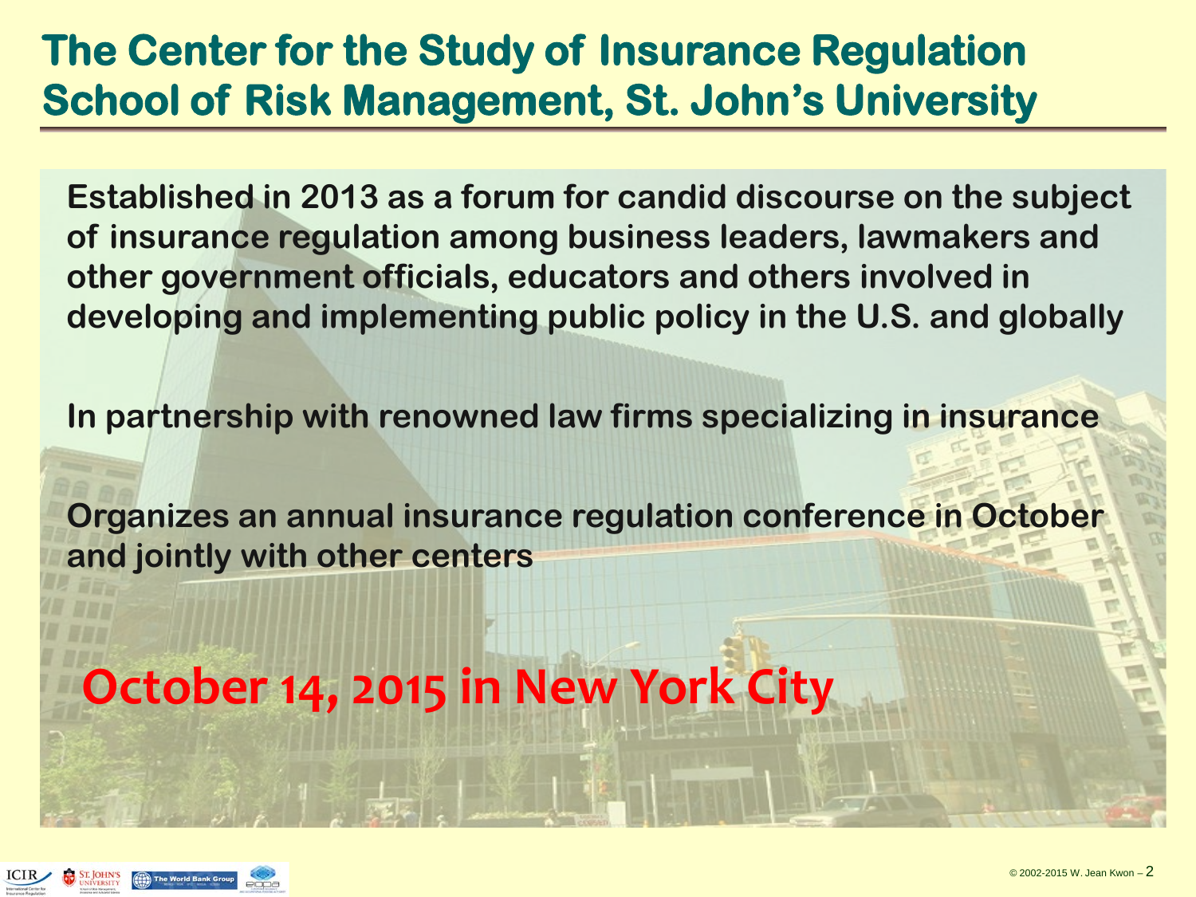# The Center for the Study of Insurance Regulation School of Risk Management, St. John's University

Established in 2013 as a forum for candid discourse on the subject of insurance regulation among business leaders, lawmakers and other government officials, educators and others involved in developing and implementing public policy in the U.S. and globally

In partnership with renowned law firms specializing in insurance

Organizes an annual insurance regulation conference in October and jointly with other centers

**October 14, 2015 in New York City**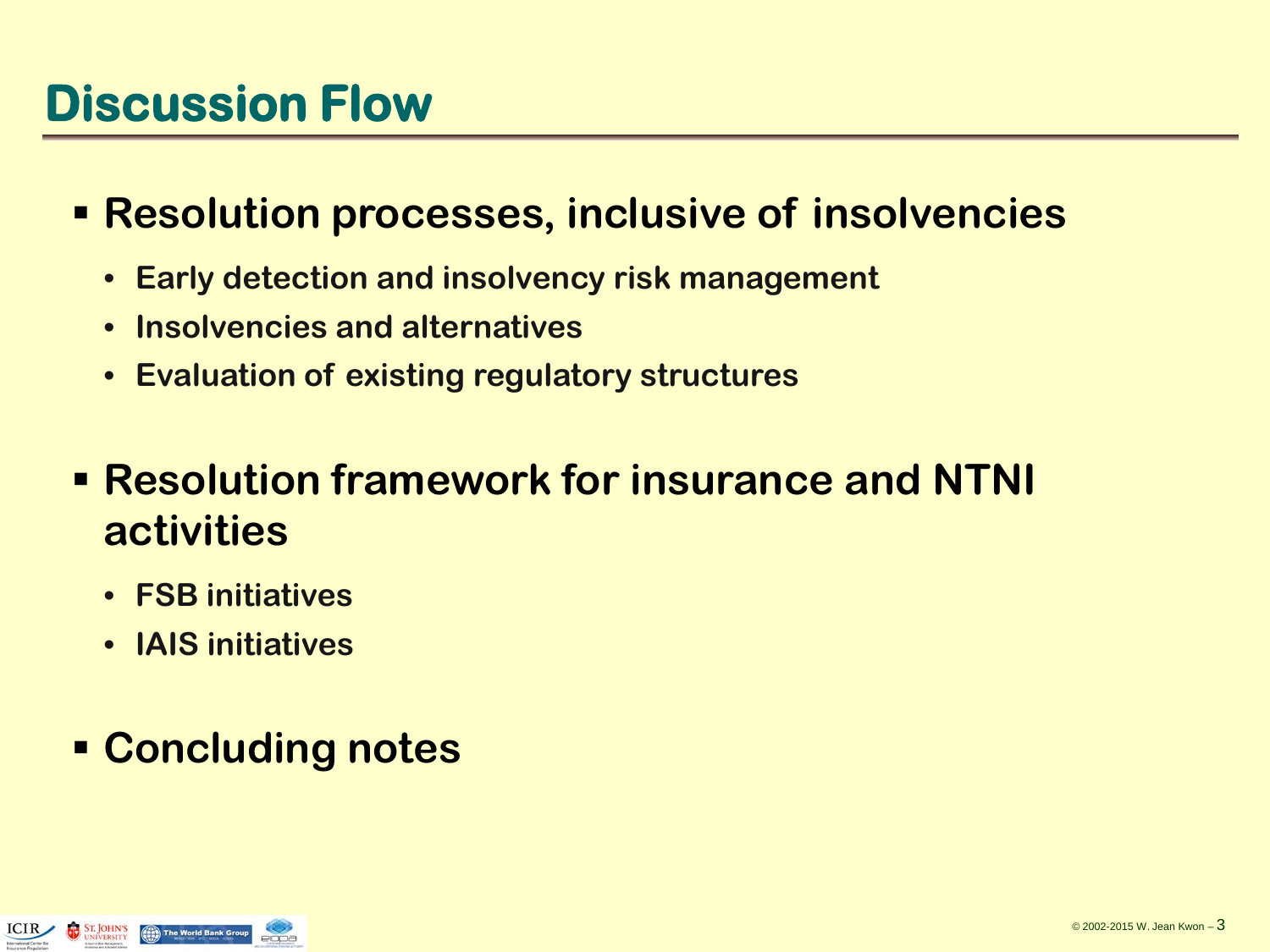# Discussion Flow

- **Resolution processes, inclusive of insolvencies**
  - **Early detection and insolvency risk management**
  - **Insolvencies and alternatives**
  - **Evaluation of existing regulatory structures**

- **Resolution framework for insurance and NTNI activities**
  - **FSB initiatives**
  - **IAIS initiatives**

- **Concluding notes**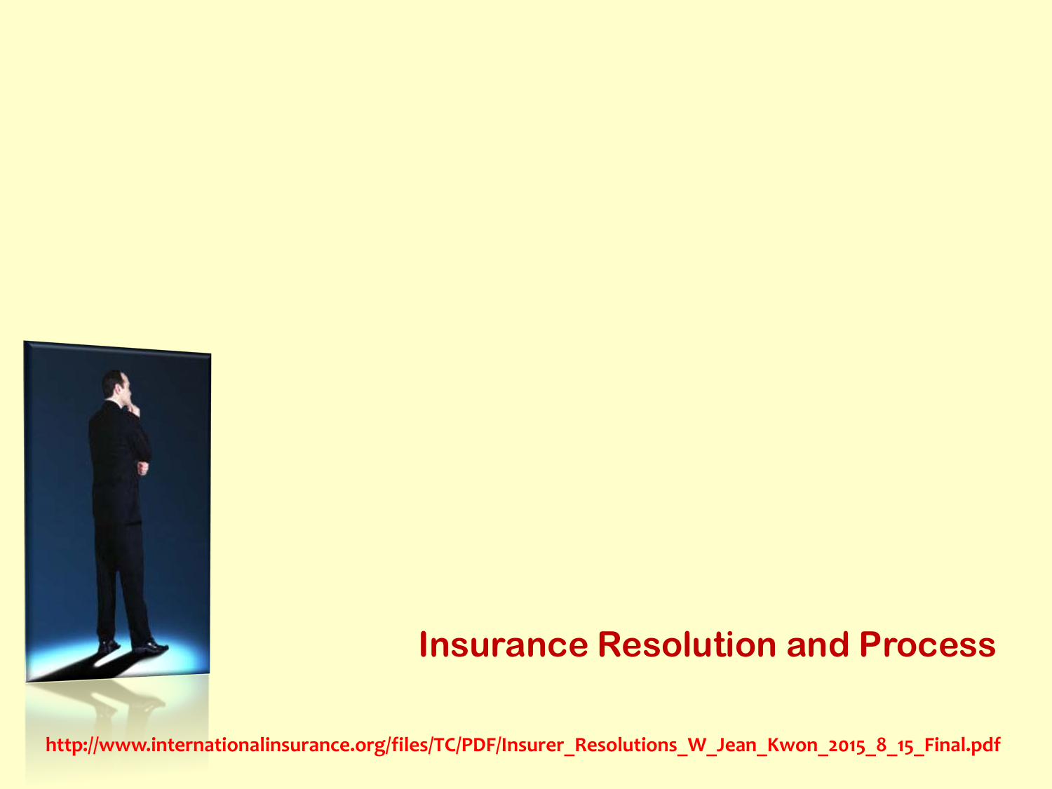# Insurance Resolution and Process

http://www.internationalinsurance.org/files/TC/PDF/Insurer_Resolutions_W_Jean_Kwon_2015_8_15_Final.pdf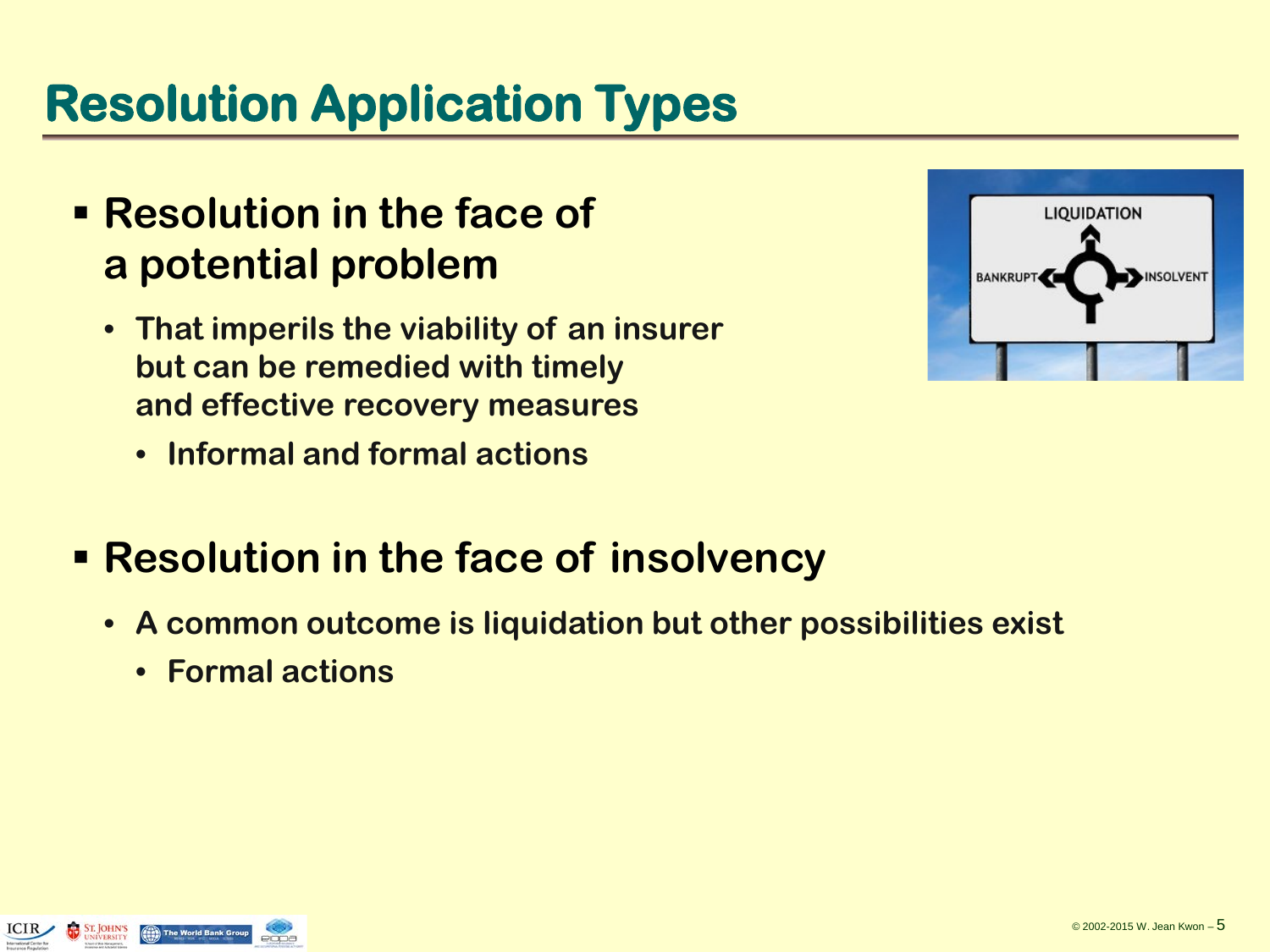# Resolution Application Types

- **Resolution in the face of a potential problem**
  - **That imperils the viability of an insurer but can be remedied with timely and effective recovery measures**
    - **Informal and formal actions**

- **Resolution in the face of insolvency**
  - **A common outcome is liquidation but other possibilities exist**
    - **Formal actions**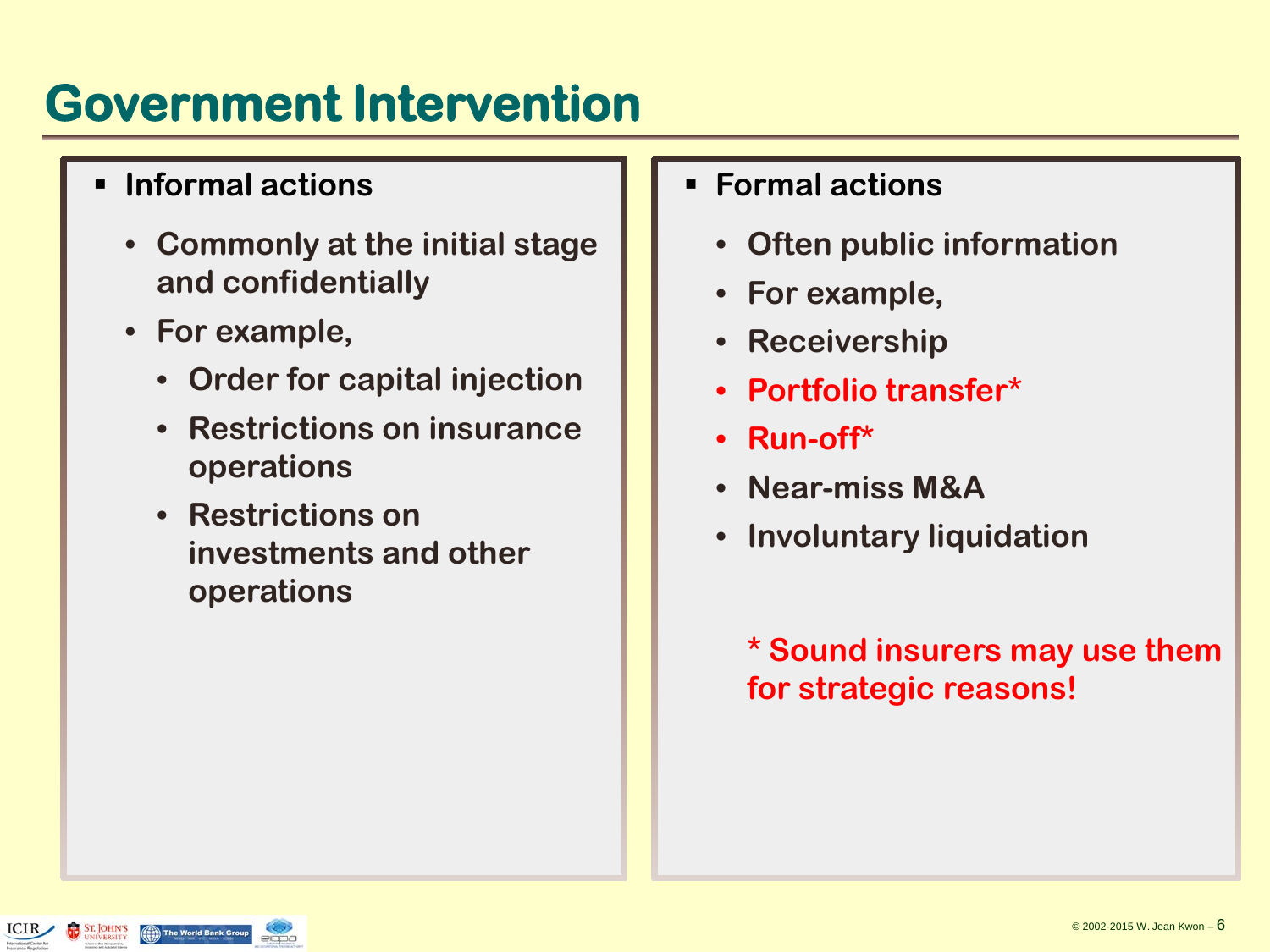# Government Intervention

- **Informal actions**
  - **Commonly at the initial stage and confidentially**
  - **For example,**
    - **Order for capital injection**
    - **Restrictions on insurance operations**
    - **Restrictions on investments and other operations**

- **Formal actions**
  - **Often public information**
  - **For example,**
  - **Receivership**
  - **Portfolio transfer***
  - **Run-off***
  - **Near-miss M&A**
  - **Involuntary liquidation**

**\* Sound insurers may use them for strategic reasons!**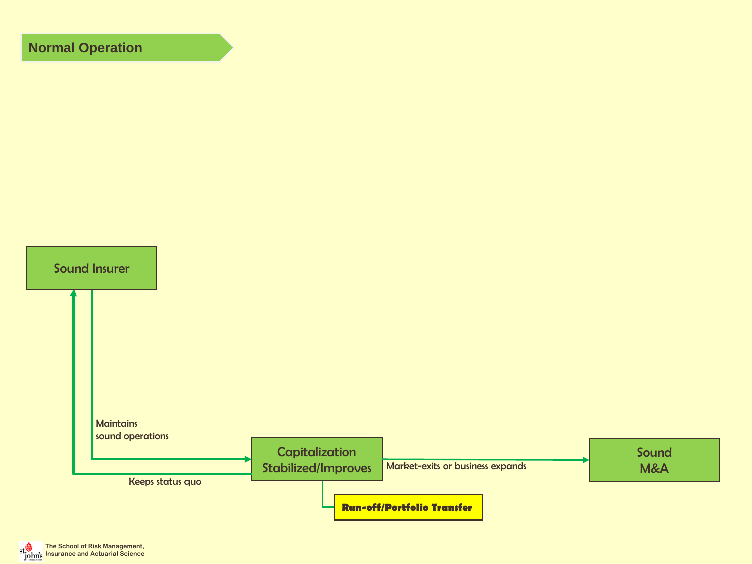## Normal Operation

Sound Insurer

Maintains sound operations

Keeps status quo

Capitalization Stabilized/Improves

Market-exits or business expands

Sound M&A

**Run-off/Portfolio Transfer**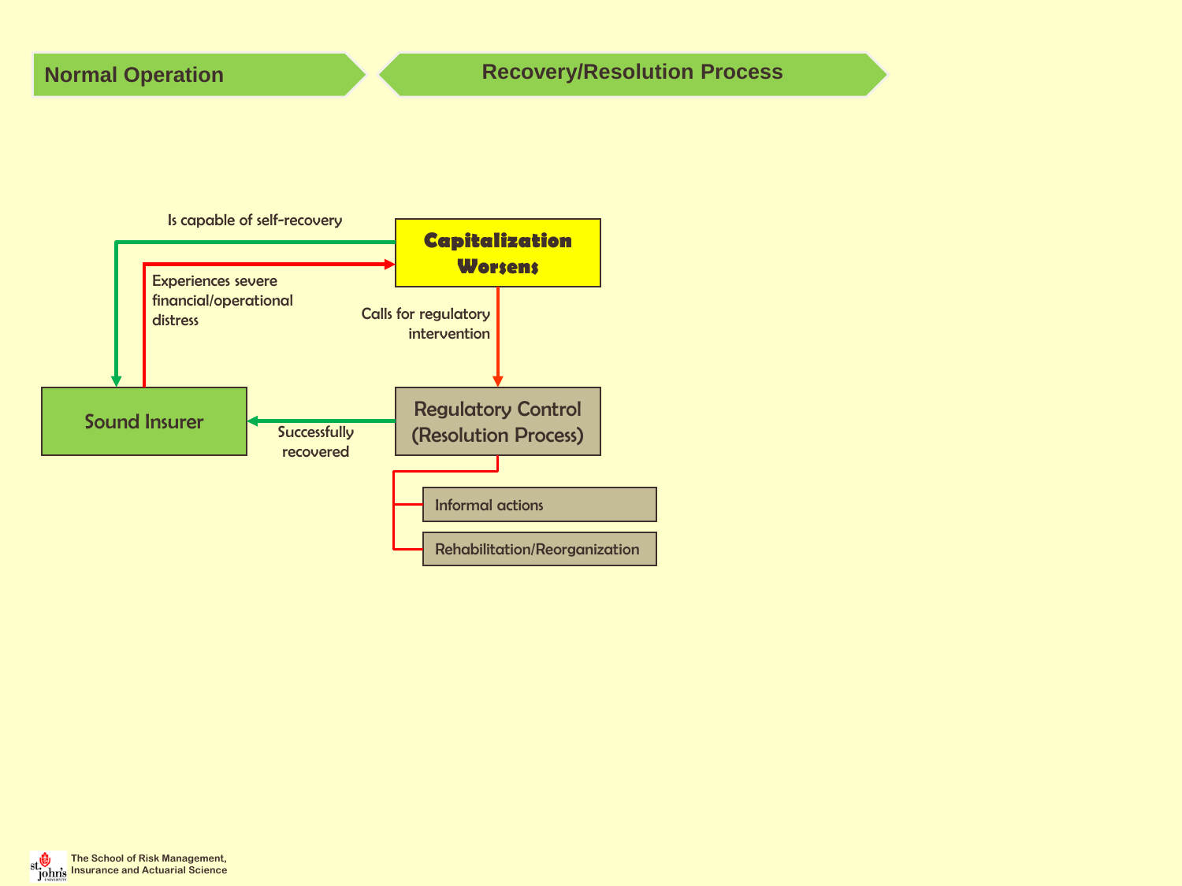**Normal Operation** → **Recovery/Resolution Process**

**Sound Insurer**

- Experiences severe financial/operational distress → **Capitalization Worsens**

**Capitalization Worsens**

- Is capable of self-recovery → **Sound Insurer**
- Calls for regulatory intervention → **Regulatory Control (Resolution Process)**

**Regulatory Control (Resolution Process)**

- Successfully recovered → **Sound Insurer**
- Informal actions
- Rehabilitation/Reorganization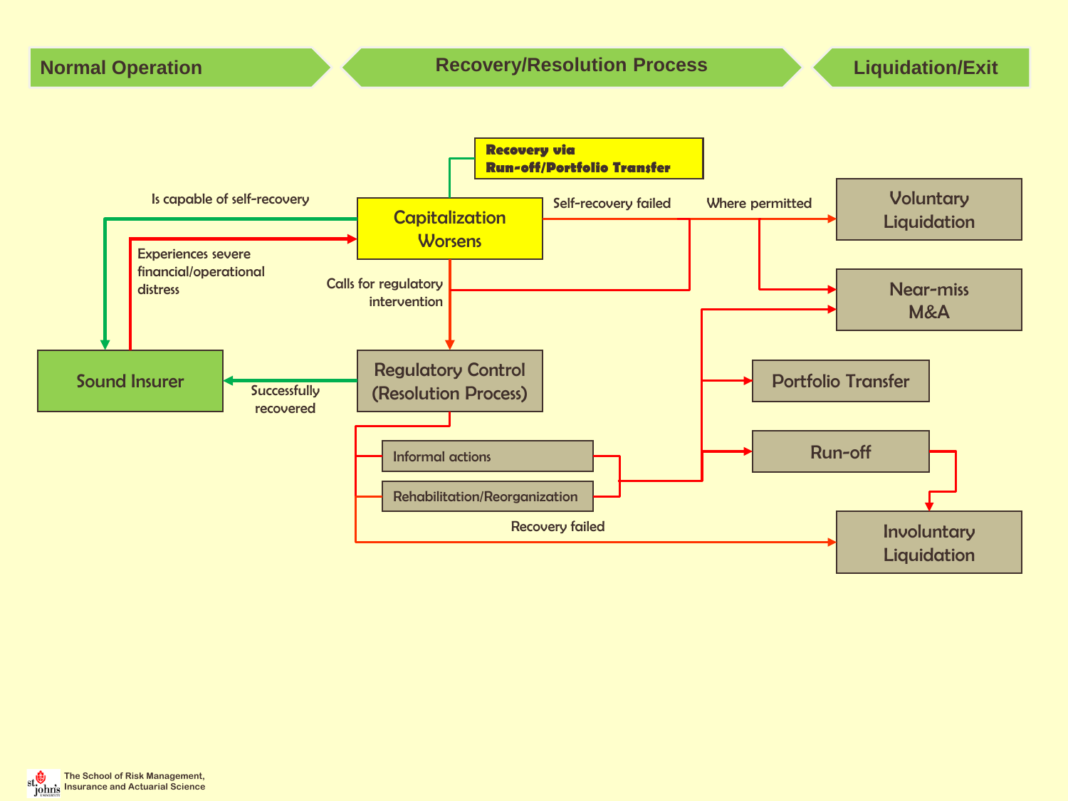## Normal Operation → Recovery/Resolution Process → Liquidation/Exit

- **Sound Insurer**
  - Experiences severe financial/operational distress → **Capitalization Worsens**
- **Capitalization Worsens**
  - Is capable of self-recovery → **Sound Insurer**
  - **Recovery via Run-off/Portfolio Transfer**
  - Self-recovery failed / Where permitted → **Voluntary Liquidation**, **Near-miss M&A**
  - Calls for regulatory intervention → **Regulatory Control (Resolution Process)**
- **Regulatory Control (Resolution Process)**
  - Successfully recovered → **Sound Insurer**
  - Informal actions
  - Rehabilitation/Reorganization
    - → **Near-miss M&A**
    - → **Portfolio Transfer**
    - → **Run-off** → **Involuntary Liquidation**
  - Recovery failed → **Involuntary Liquidation**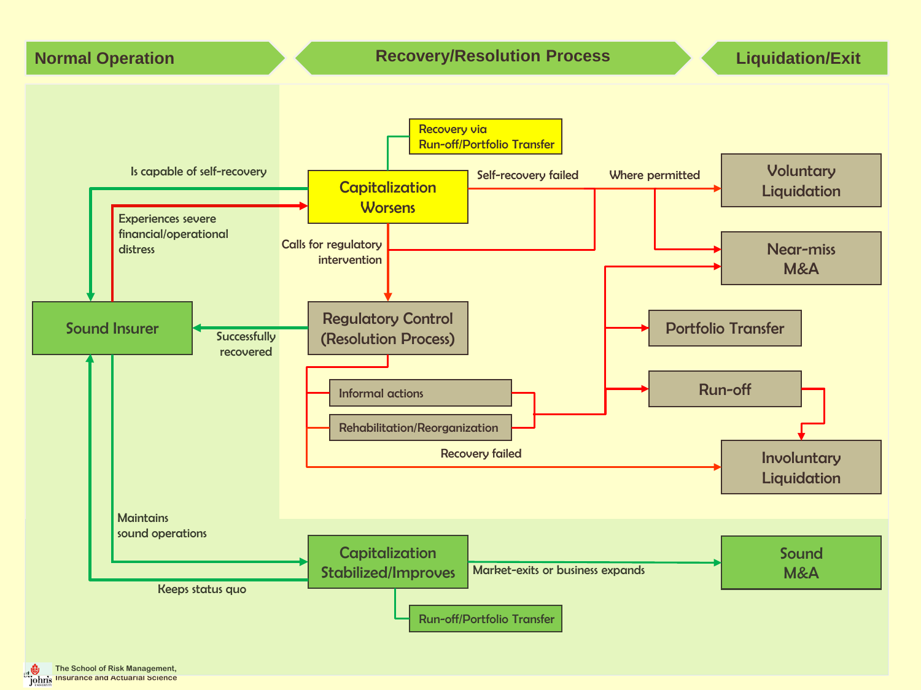## Normal Operation | Recovery/Resolution Process | Liquidation/Exit

- **Sound Insurer**
  - Experiences severe financial/operational distress → **Capitalization Worsens**
  - Maintains sound operations → **Capitalization Stabilized/Improves**
- **Capitalization Worsens**
  - Is capable of self-recovery → **Sound Insurer**
  - Recovery via Run-off/Portfolio Transfer
  - Calls for regulatory intervention → **Regulatory Control (Resolution Process)**
  - Self-recovery failed → Where permitted → **Voluntary Liquidation** / **Near-miss M&A**
- **Regulatory Control (Resolution Process)**
  - Successfully recovered → **Sound Insurer**
  - Informal actions
  - Rehabilitation/Reorganization
    - → **Near-miss M&A**
    - → **Portfolio Transfer**
    - → **Run-off** → **Involuntary Liquidation**
  - Recovery failed → **Involuntary Liquidation**
- **Capitalization Stabilized/Improves**
  - Keeps status quo → **Sound Insurer**
  - Market-exits or business expands → **Sound M&A**
  - Run-off/Portfolio Transfer

The School of Risk Management, Insurance and Actuarial Science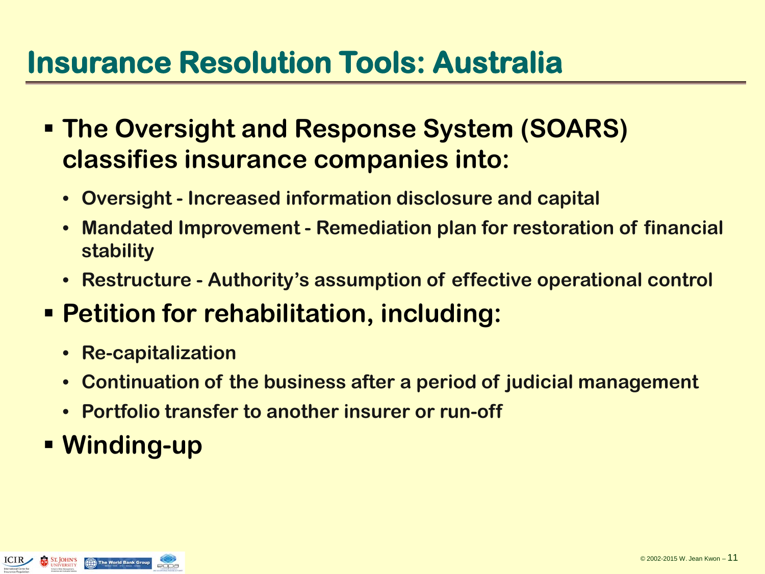# Insurance Resolution Tools: Australia

- **The Oversight and Response System (SOARS) classifies insurance companies into:**
  - **Oversight - Increased information disclosure and capital**
  - **Mandated Improvement - Remediation plan for restoration of financial stability**
  - **Restructure - Authority's assumption of effective operational control**
- **Petition for rehabilitation, including:**
  - **Re-capitalization**
  - **Continuation of the business after a period of judicial management**
  - **Portfolio transfer to another insurer or run-off**
- **Winding-up**

© 2002-2015 W. Jean Kwon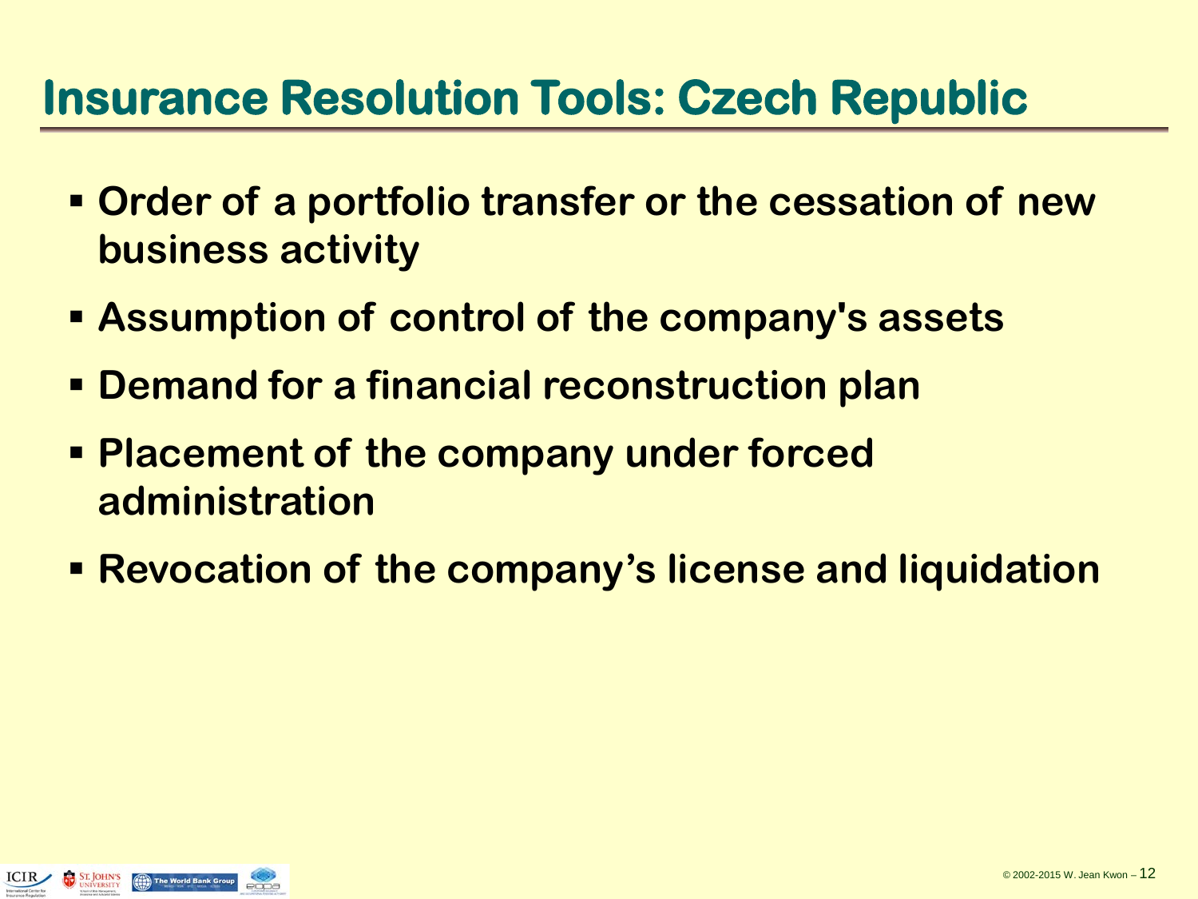# Insurance Resolution Tools: Czech Republic

- **Order of a portfolio transfer or the cessation of new business activity**
- **Assumption of control of the company's assets**
- **Demand for a financial reconstruction plan**
- **Placement of the company under forced administration**
- **Revocation of the company's license and liquidation**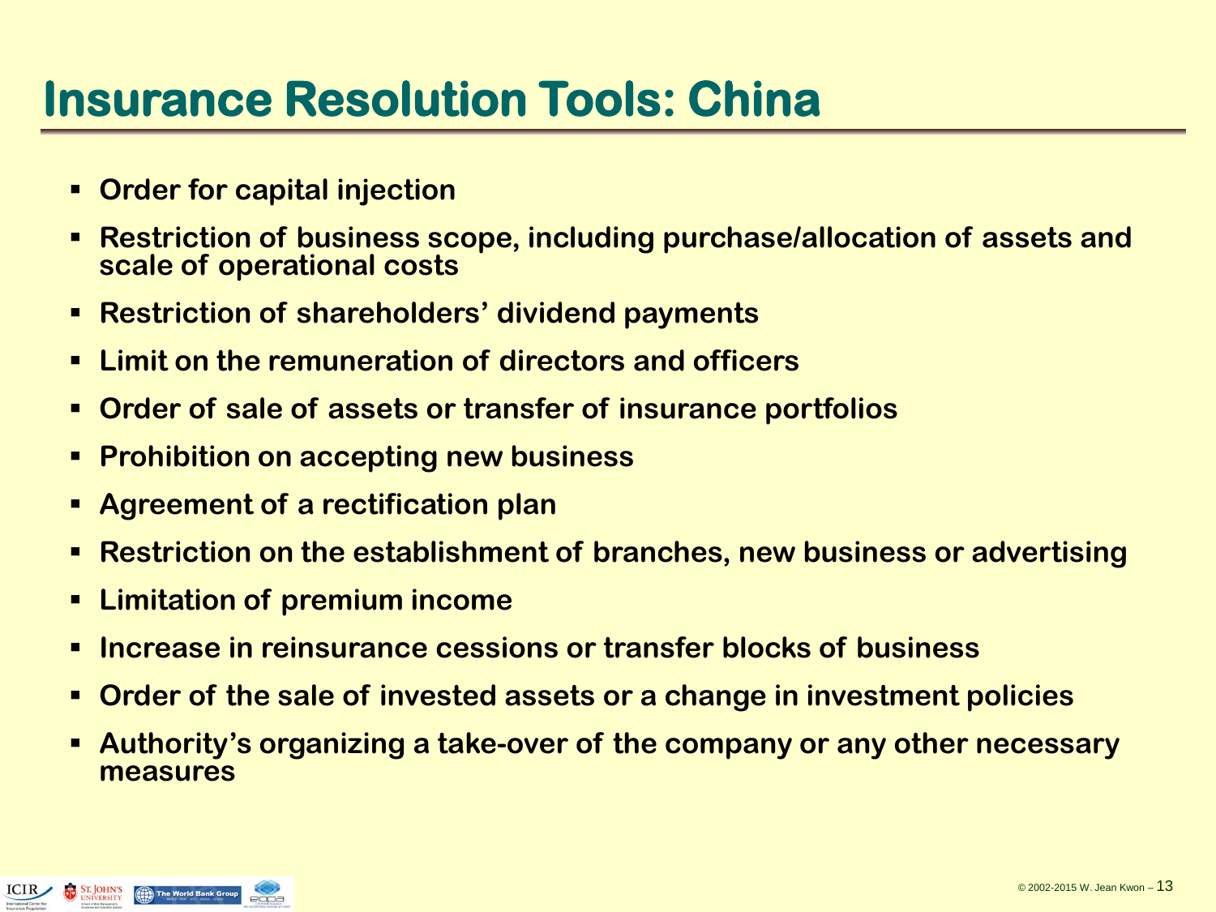# Insurance Resolution Tools: China

- **Order for capital injection**
- **Restriction of business scope, including purchase/allocation of assets and scale of operational costs**
- **Restriction of shareholders' dividend payments**
- **Limit on the remuneration of directors and officers**
- **Order of sale of assets or transfer of insurance portfolios**
- **Prohibition on accepting new business**
- **Agreement of a rectification plan**
- **Restriction on the establishment of branches, new business or advertising**
- **Limitation of premium income**
- **Increase in reinsurance cessions or transfer blocks of business**
- **Order of the sale of invested assets or a change in investment policies**
- **Authority's organizing a take-over of the company or any other necessary measures**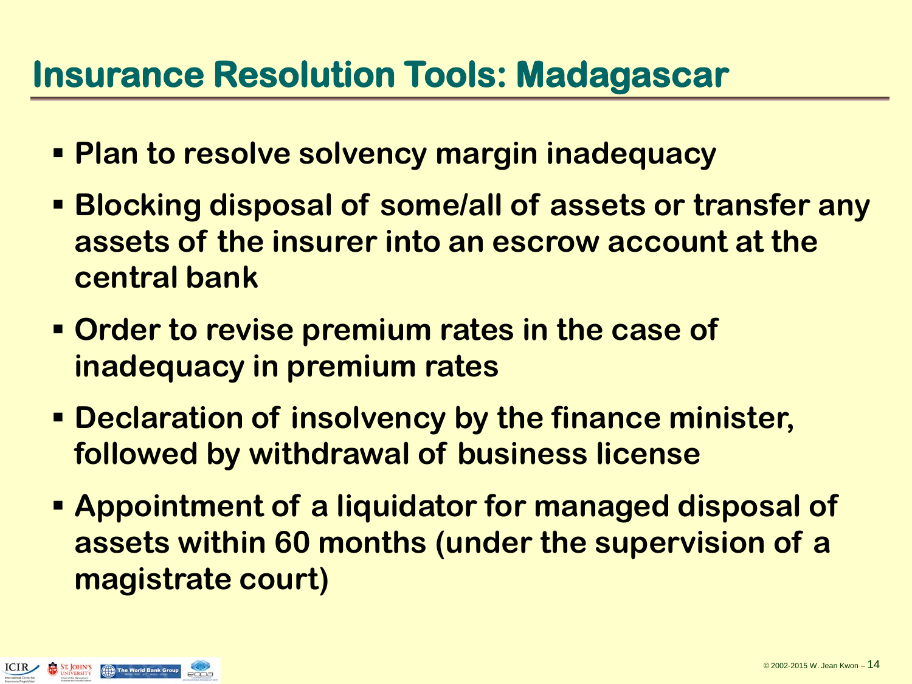# Insurance Resolution Tools: Madagascar

- **Plan to resolve solvency margin inadequacy**
- **Blocking disposal of some/all of assets or transfer any assets of the insurer into an escrow account at the central bank**
- **Order to revise premium rates in the case of inadequacy in premium rates**
- **Declaration of insolvency by the finance minister, followed by withdrawal of business license**
- **Appointment of a liquidator for managed disposal of assets within 60 months (under the supervision of a magistrate court)**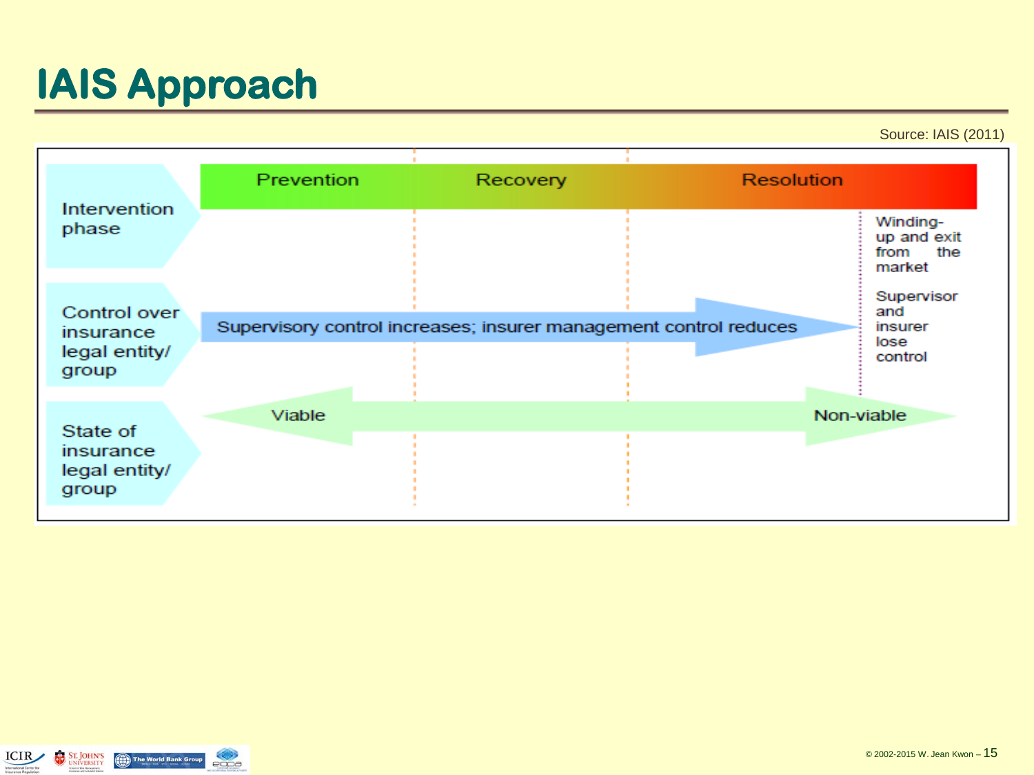# IAIS Approach

Source: IAIS (2011)

| | Prevention | Recovery | Resolution | |
|---|---|---|---|---|
| Intervention phase | | | | Winding-up and exit from the market |
| Control over insurance legal entity/ group | Supervisory control increases; insurer management control reduces | | | Supervisor and insurer lose control |
| State of insurance legal entity/ group | Viable | | Non-viable | |

© 2002-2015 W. Jean Kwon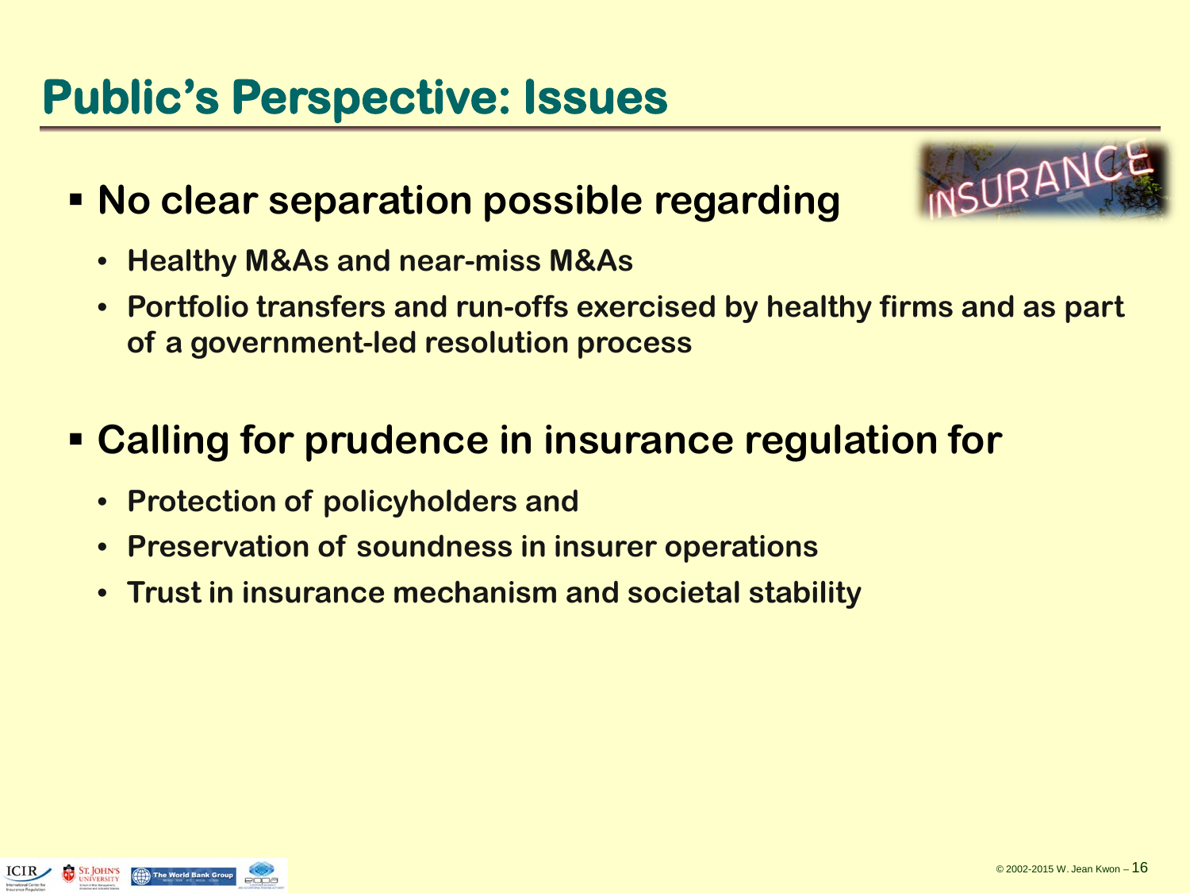# Public's Perspective: Issues

- **No clear separation possible regarding**
  - **Healthy M&As and near-miss M&As**
  - **Portfolio transfers and run-offs exercised by healthy firms and as part of a government-led resolution process**

- **Calling for prudence in insurance regulation for**
  - **Protection of policyholders and**
  - **Preservation of soundness in insurer operations**
  - **Trust in insurance mechanism and societal stability**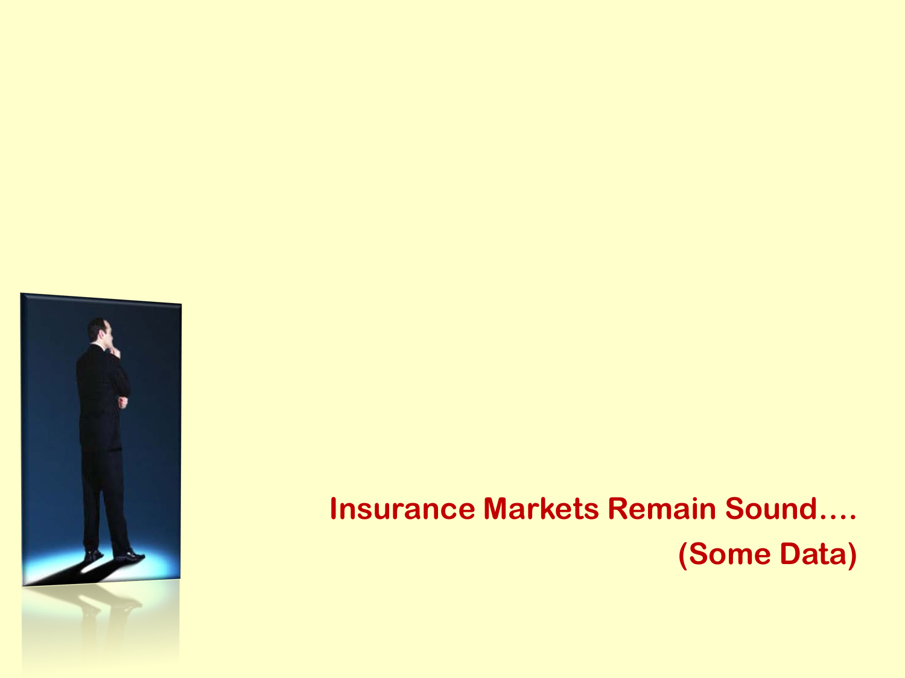## Insurance Markets Remain Sound….

## (Some Data)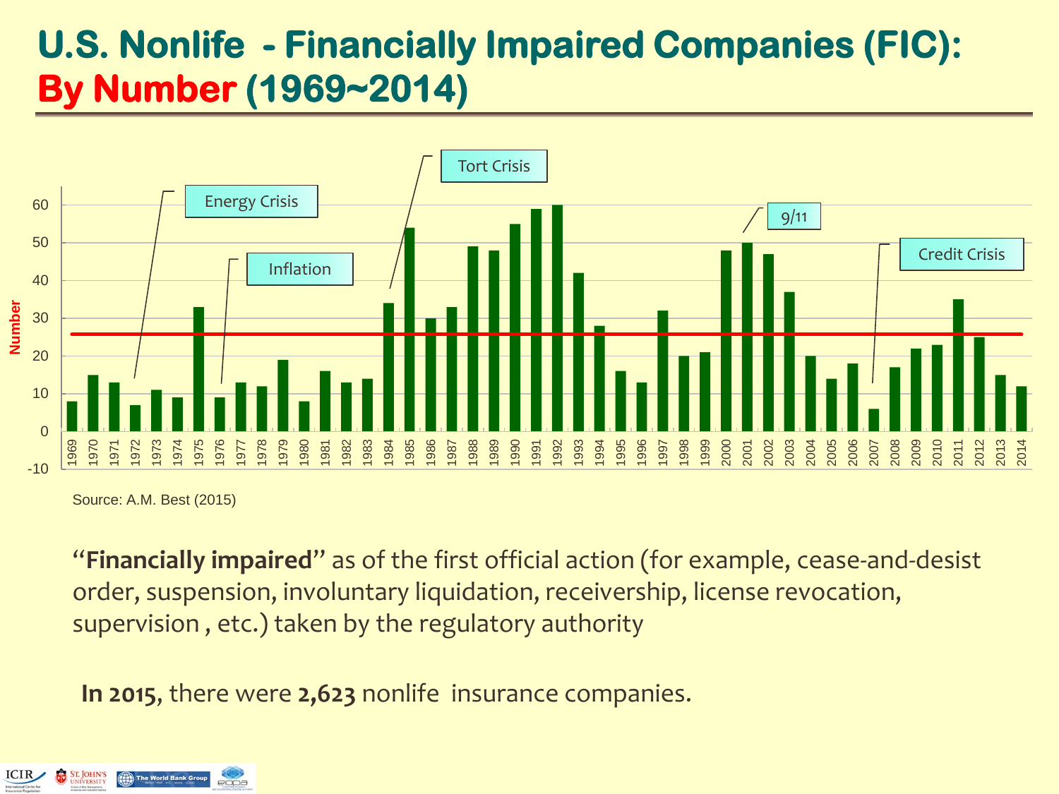# U.S. Nonlife - Financially Impaired Companies (FIC): By Number (1969~2014)

Source: A.M. Best (2015)

"**Financially impaired**" as of the first official action (for example, cease-and-desist order, suspension, involuntary liquidation, receivership, license revocation, supervision , etc.) taken by the regulatory authority

**In 2015**, there were **2,623** nonlife insurance companies.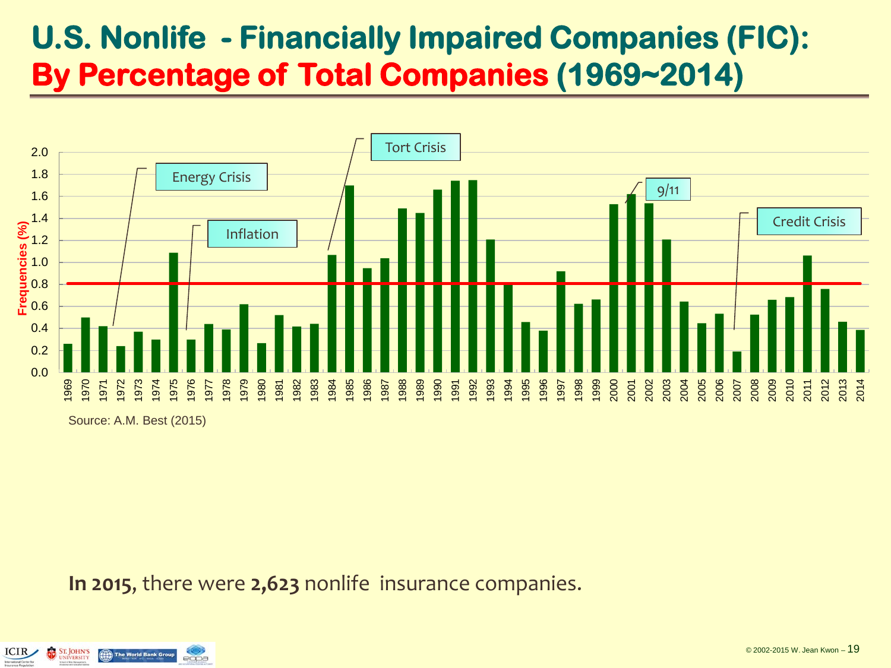# U.S. Nonlife - Financially Impaired Companies (FIC): By Percentage of Total Companies (1969~2014)

Frequencies (%)

Energy Crisis · Inflation · Tort Crisis · 9/11 · Credit Crisis

| Year | Frequency (%) (approx.) |
|---|---|
| 1969 | 0.26 |
| 1970 | 0.50 |
| 1971 | 0.42 |
| 1972 | 0.24 |
| 1973 | 0.37 |
| 1974 | 0.30 |
| 1975 | 1.09 |
| 1976 | 0.30 |
| 1977 | 0.44 |
| 1978 | 0.39 |
| 1979 | 0.62 |
| 1980 | 0.27 |
| 1981 | 0.52 |
| 1982 | 0.42 |
| 1983 | 0.44 |
| 1984 | 1.07 |
| 1985 | 1.70 |
| 1986 | 0.95 |
| 1987 | 1.04 |
| 1988 | 1.49 |
| 1989 | 1.45 |
| 1990 | 1.66 |
| 1991 | 1.74 |
| 1992 | 1.75 |
| 1993 | 1.21 |
| 1994 | 0.80 |
| 1995 | 0.46 |
| 1996 | 0.38 |
| 1997 | 0.92 |
| 1998 | 0.62 |
| 1999 | 0.66 |
| 2000 | 1.53 |
| 2001 | 1.62 |
| 2002 | 1.54 |
| 2003 | 1.21 |
| 2004 | 0.64 |
| 2005 | 0.45 |
| 2006 | 0.53 |
| 2007 | 0.19 |
| 2008 | 0.52 |
| 2009 | 0.66 |
| 2010 | 0.68 |
| 2011 | 1.06 |
| 2012 | 0.76 |
| 2013 | 0.46 |
| 2014 | 0.39 |

Source: A.M. Best (2015)

**In 2015**, there were **2,623** nonlife insurance companies.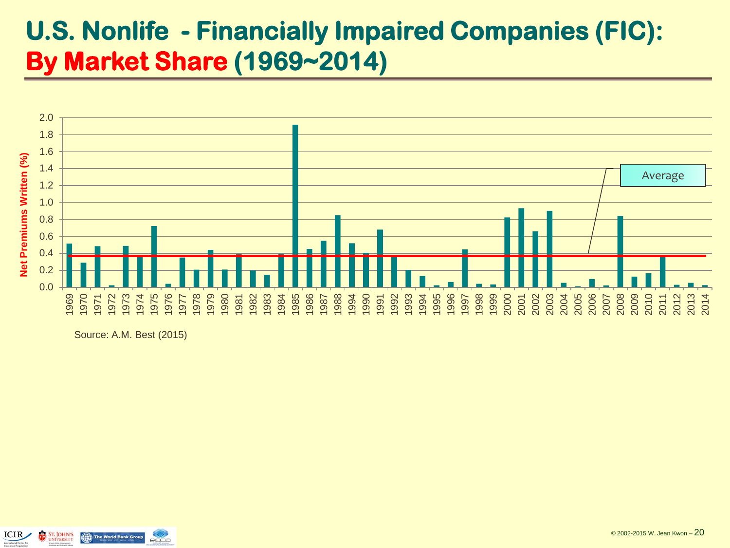# U.S. Nonlife - Financially Impaired Companies (FIC): By Market Share (1969~2014)

Net Premiums Written (%)

Average

Source: A.M. Best (2015)

© 2002-2015 W. Jean Kwon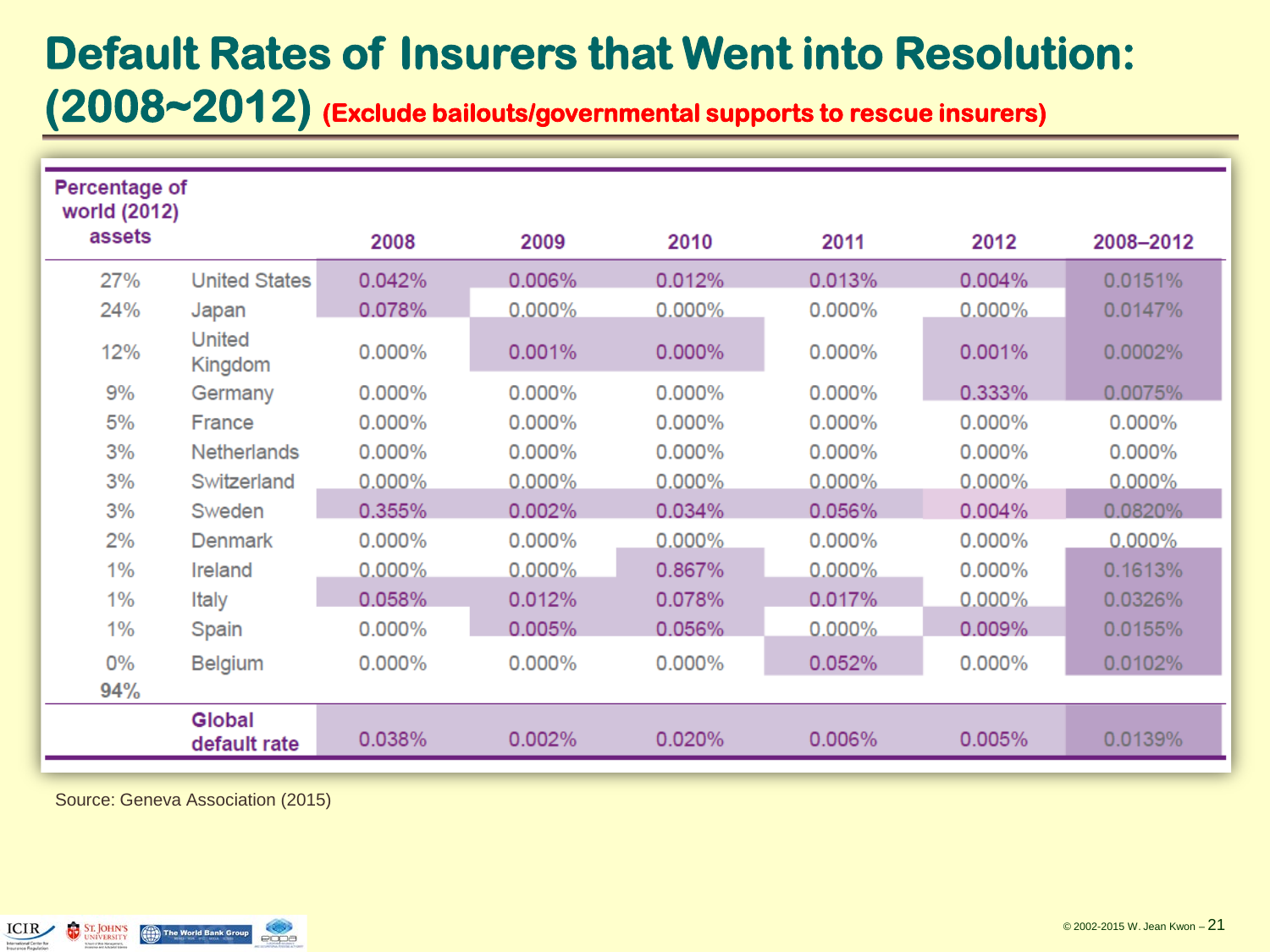# Default Rates of Insurers that Went into Resolution: (2008~2012) (Exclude bailouts/governmental supports to rescue insurers)

| Percentage of world (2012) assets | | 2008 | 2009 | 2010 | 2011 | 2012 | 2008–2012 |
|---|---|---|---|---|---|---|---|
| 27% | United States | 0.042% | 0.006% | 0.012% | 0.013% | 0.004% | 0.0151% |
| 24% | Japan | 0.078% | 0.000% | 0.000% | 0.000% | 0.000% | 0.0147% |
| 12% | United Kingdom | 0.000% | 0.001% | 0.000% | 0.000% | 0.001% | 0.0002% |
| 9% | Germany | 0.000% | 0.000% | 0.000% | 0.000% | 0.333% | 0.0075% |
| 5% | France | 0.000% | 0.000% | 0.000% | 0.000% | 0.000% | 0.000% |
| 3% | Netherlands | 0.000% | 0.000% | 0.000% | 0.000% | 0.000% | 0.000% |
| 3% | Switzerland | 0.000% | 0.000% | 0.000% | 0.000% | 0.000% | 0.000% |
| 3% | Sweden | 0.355% | 0.002% | 0.034% | 0.056% | 0.004% | 0.0820% |
| 2% | Denmark | 0.000% | 0.000% | 0.000% | 0.000% | 0.000% | 0.000% |
| 1% | Ireland | 0.000% | 0.000% | 0.867% | 0.000% | 0.000% | 0.1613% |
| 1% | Italy | 0.058% | 0.012% | 0.078% | 0.017% | 0.000% | 0.0326% |
| 1% | Spain | 0.000% | 0.005% | 0.056% | 0.000% | 0.009% | 0.0155% |
| 0% | Belgium | 0.000% | 0.000% | 0.000% | 0.052% | 0.000% | 0.0102% |
| 94% | | | | | | | |
| | Global default rate | 0.038% | 0.002% | 0.020% | 0.006% | 0.005% | 0.0139% |

Source: Geneva Association (2015)

© 2002-2015 W. Jean Kwon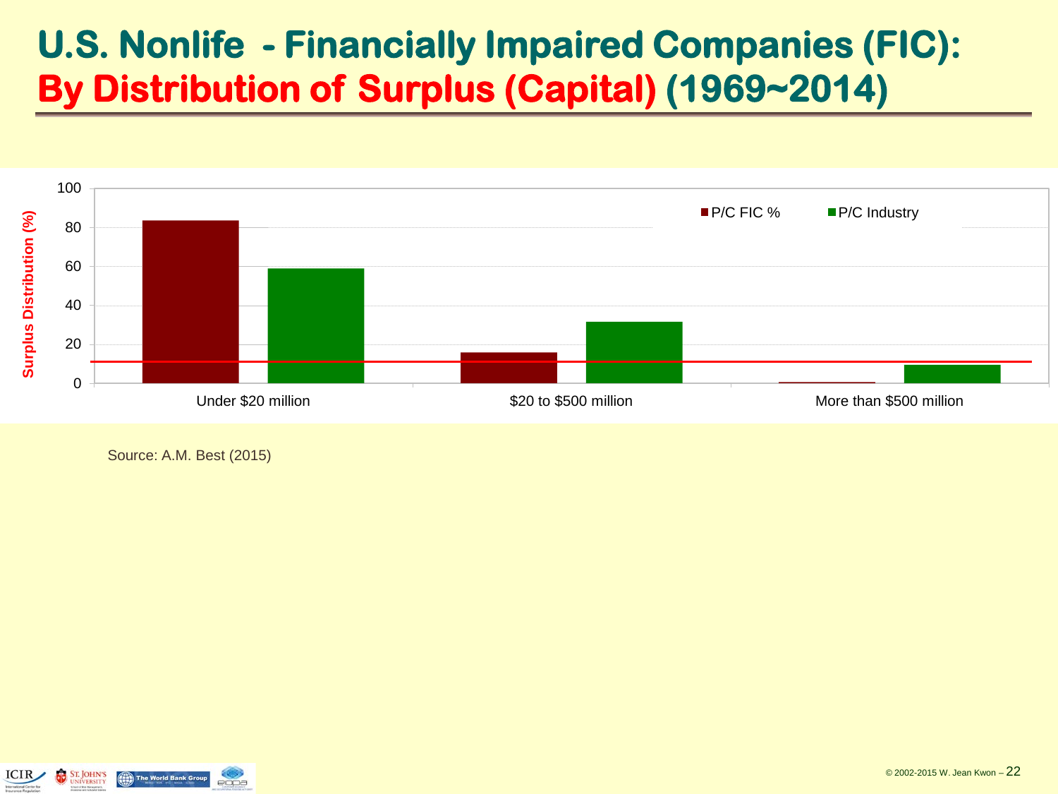# U.S. Nonlife - Financially Impaired Companies (FIC): By Distribution of Surplus (Capital) (1969~2014)

Surplus Distribution (%)

| | P/C FIC % | P/C Industry |
|---|---|---|
| Under $20 million | | |
| $20 to $500 million | | |
| More than $500 million | | |

Source: A.M. Best (2015)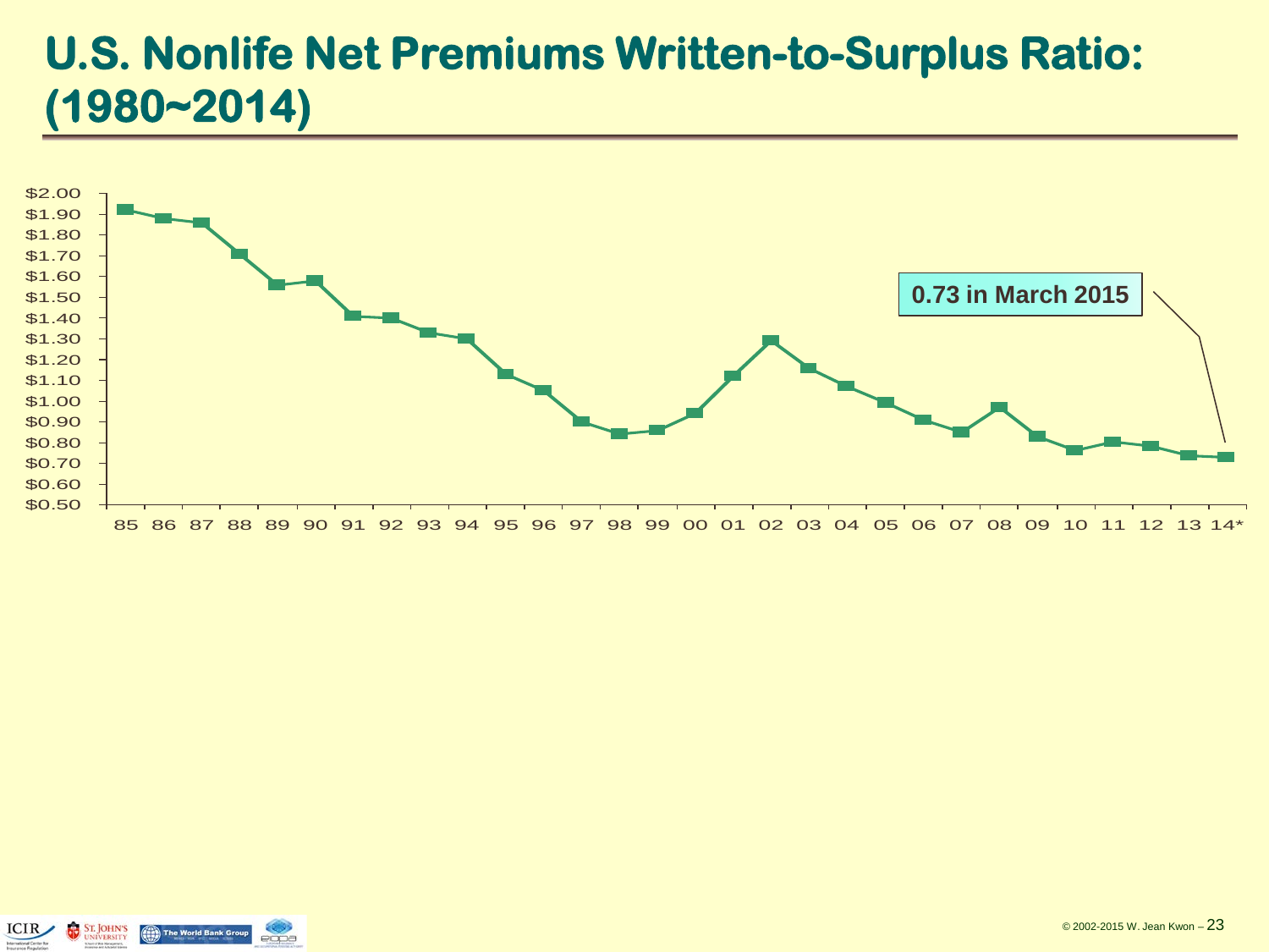# U.S. Nonlife Net Premiums Written-to-Surplus Ratio: (1980~2014)

0.73 in March 2015

$2.00
$1.90
$1.80
$1.70
$1.60
$1.50
$1.40
$1.30
$1.20
$1.10
$1.00
$0.90
$0.80
$0.70
$0.60
$0.50

85 86 87 88 89 90 91 92 93 94 95 96 97 98 99 00 01 02 03 04 05 06 07 08 09 10 11 12 13 14*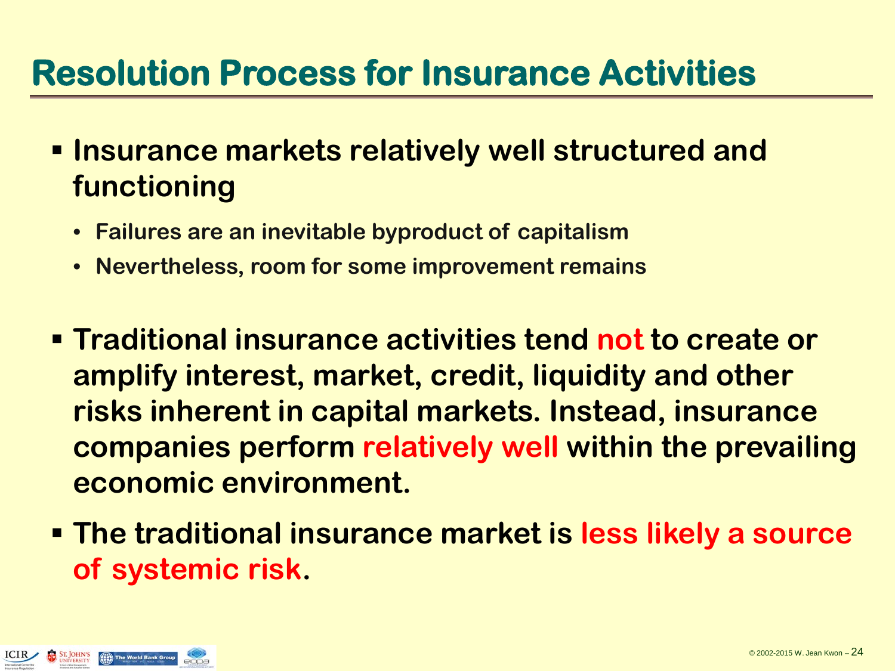# Resolution Process for Insurance Activities

- **Insurance markets relatively well structured and functioning**
  - **Failures are an inevitable byproduct of capitalism**
  - **Nevertheless, room for some improvement remains**

- **Traditional insurance activities tend not to create or amplify interest, market, credit, liquidity and other risks inherent in capital markets. Instead, insurance companies perform relatively well within the prevailing economic environment.**

- **The traditional insurance market is less likely a source of systemic risk.**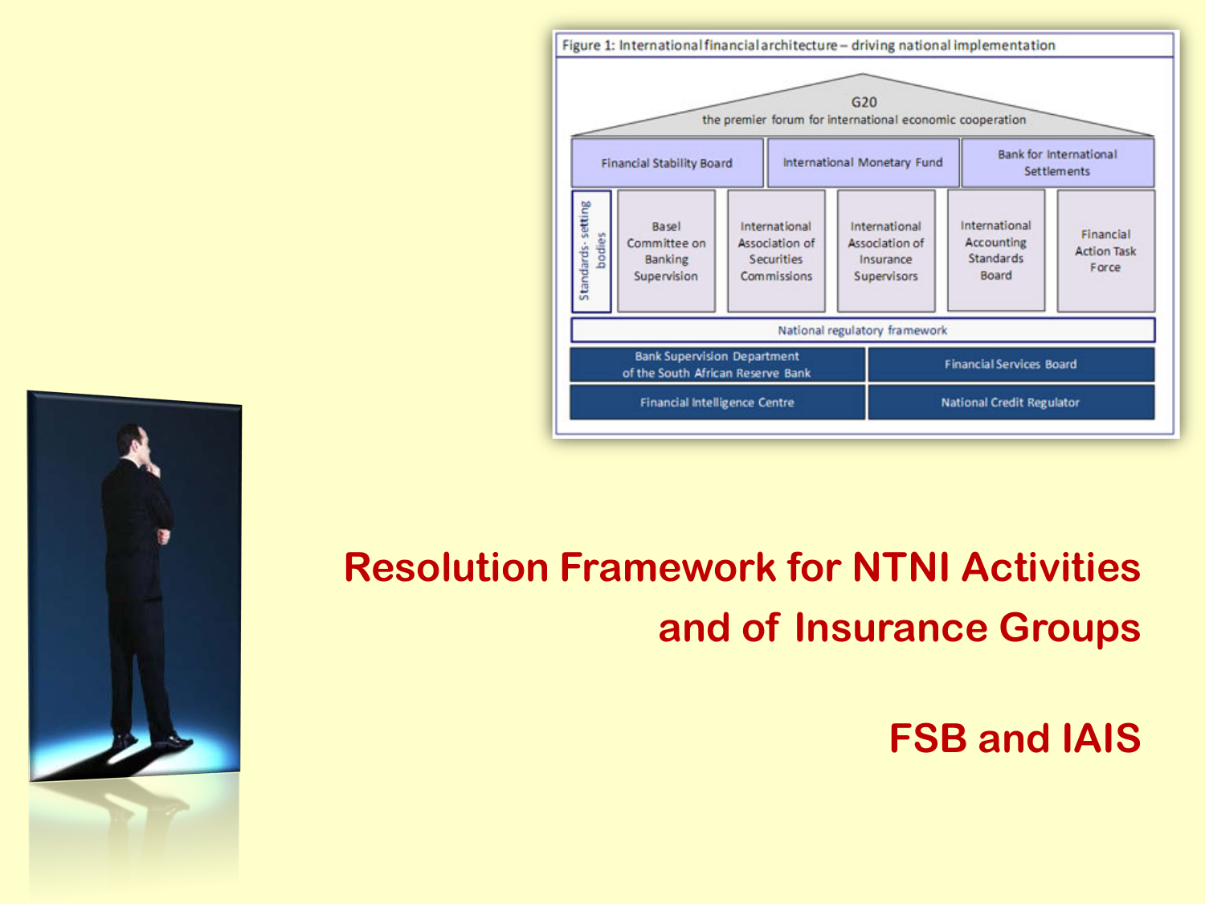Figure 1: International financial architecture – driving national implementation

G20
the premier forum for international economic cooperation

| Financial Stability Board | International Monetary Fund | Bank for International Settlements |
| --- | --- | --- |

Standards-setting bodies:

| Basel Committee on Banking Supervision | International Association of Securities Commissions | International Association of Insurance Supervisors | International Accounting Standards Board | Financial Action Task Force |
| --- | --- | --- | --- | --- |

National regulatory framework

| Bank Supervision Department of the South African Reserve Bank | Financial Services Board |
| --- | --- |
| Financial Intelligence Centre | National Credit Regulator |

# Resolution Framework for NTNI Activities and of Insurance Groups

## FSB and IAIS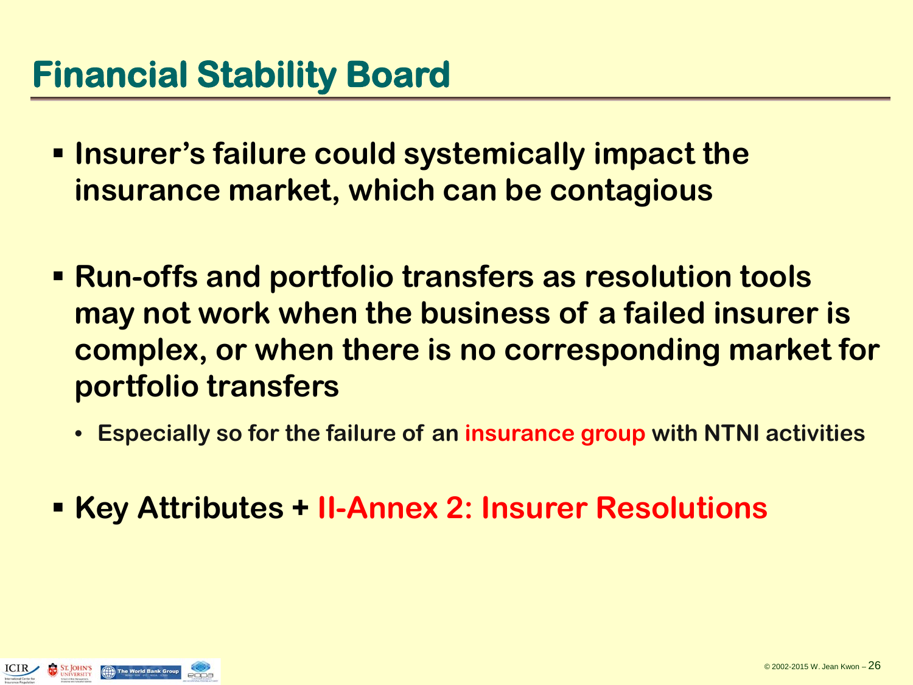# Financial Stability Board

- **Insurer's failure could systemically impact the insurance market, which can be contagious**

- **Run-offs and portfolio transfers as resolution tools may not work when the business of a failed insurer is complex, or when there is no corresponding market for portfolio transfers**
  - **Especially so for the failure of an insurance group with NTNI activities**

- **Key Attributes + II-Annex 2: Insurer Resolutions**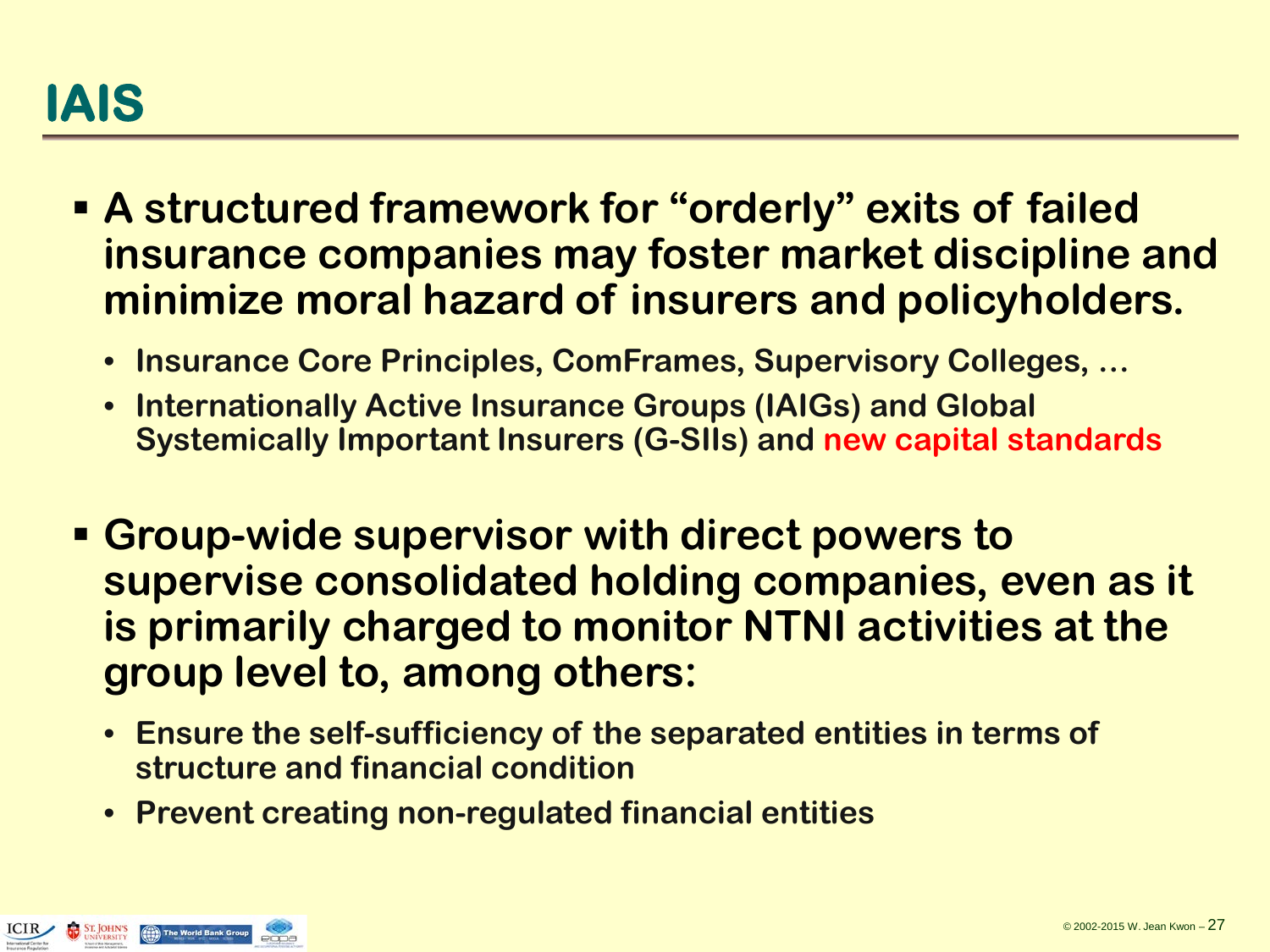# IAIS

- **A structured framework for "orderly" exits of failed insurance companies may foster market discipline and minimize moral hazard of insurers and policyholders.**
  - **Insurance Core Principles, ComFrames, Supervisory Colleges, …**
  - **Internationally Active Insurance Groups (IAIGs) and Global Systemically Important Insurers (G-SIIs) and new capital standards**

- **Group-wide supervisor with direct powers to supervise consolidated holding companies, even as it is primarily charged to monitor NTNI activities at the group level to, among others:**
  - **Ensure the self-sufficiency of the separated entities in terms of structure and financial condition**
  - **Prevent creating non-regulated financial entities**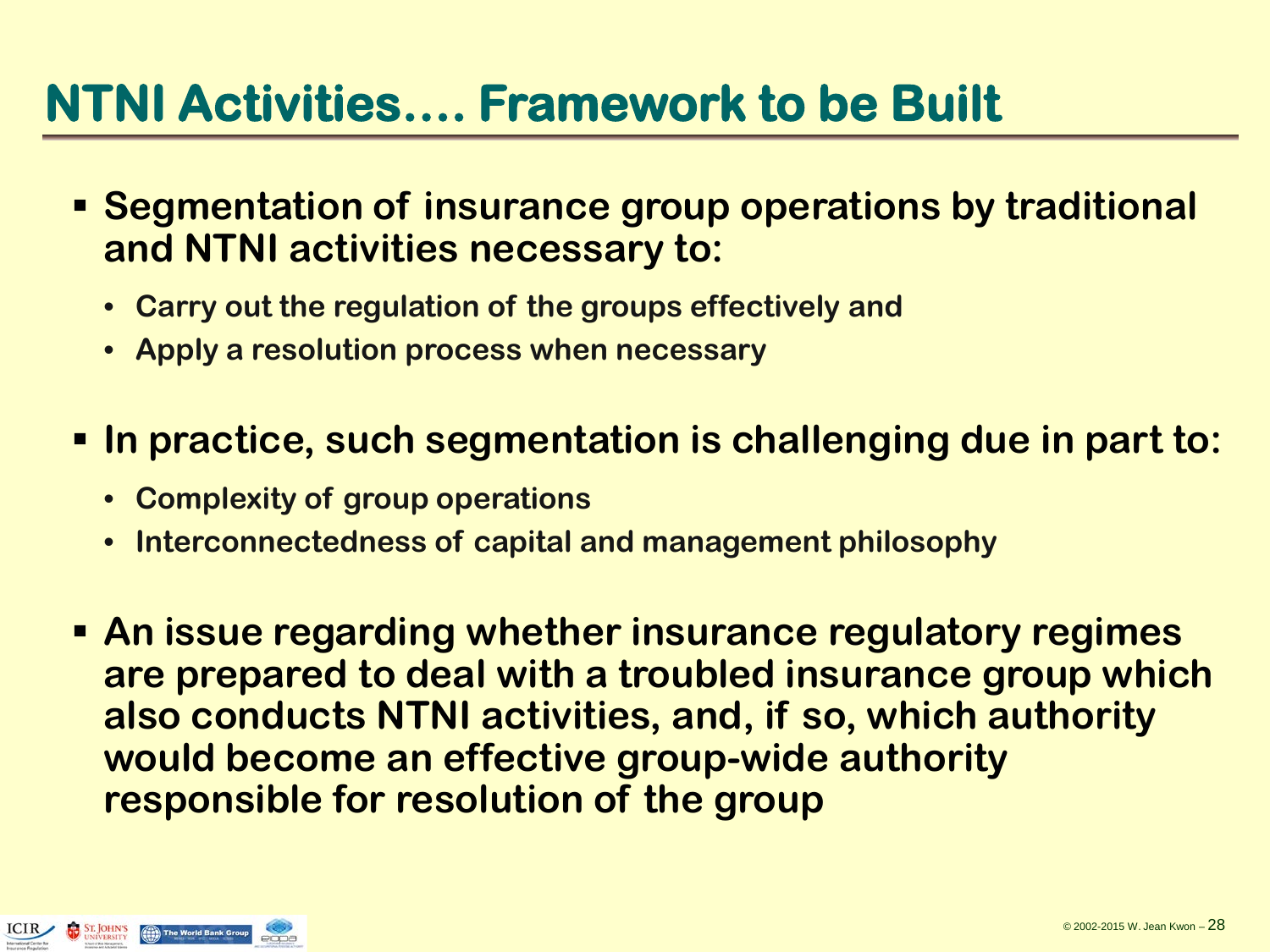# NTNI Activities…. Framework to be Built

- **Segmentation of insurance group operations by traditional and NTNI activities necessary to:**
  - **Carry out the regulation of the groups effectively and**
  - **Apply a resolution process when necessary**
- **In practice, such segmentation is challenging due in part to:**
  - **Complexity of group operations**
  - **Interconnectedness of capital and management philosophy**
- **An issue regarding whether insurance regulatory regimes are prepared to deal with a troubled insurance group which also conducts NTNI activities, and, if so, which authority would become an effective group-wide authority responsible for resolution of the group**

© 2002-2015 W. Jean Kwon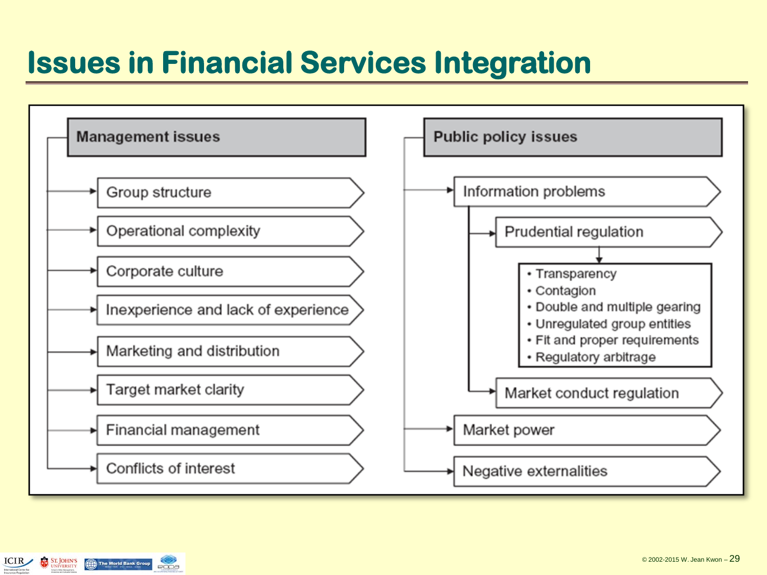# Issues in Financial Services Integration

**Management issues**

- Group structure
- Operational complexity
- Corporate culture
- Inexperience and lack of experience
- Marketing and distribution
- Target market clarity
- Financial management
- Conflicts of interest

**Public policy issues**

- Information problems
  - Prudential regulation
    - Transparency
    - Contagion
    - Double and multiple gearing
    - Unregulated group entities
    - Fit and proper requirements
    - Regulatory arbitrage
  - Market conduct regulation
- Market power
- Negative externalities

© 2002-2015 W. Jean Kwon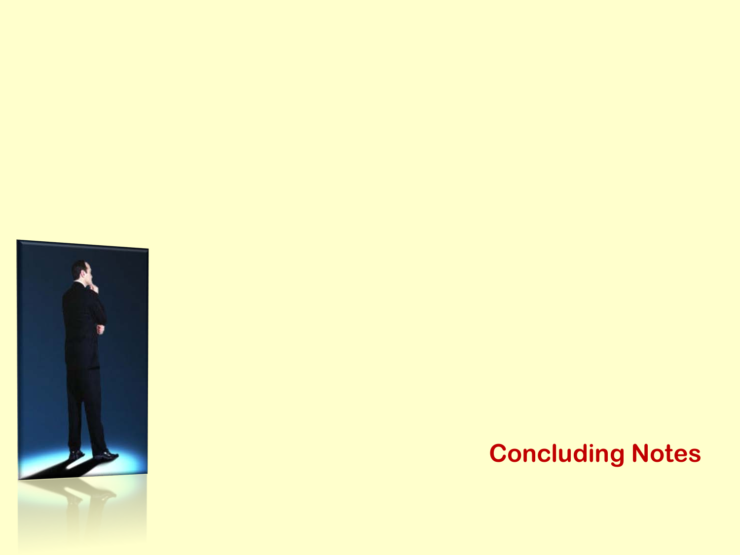## Concluding Notes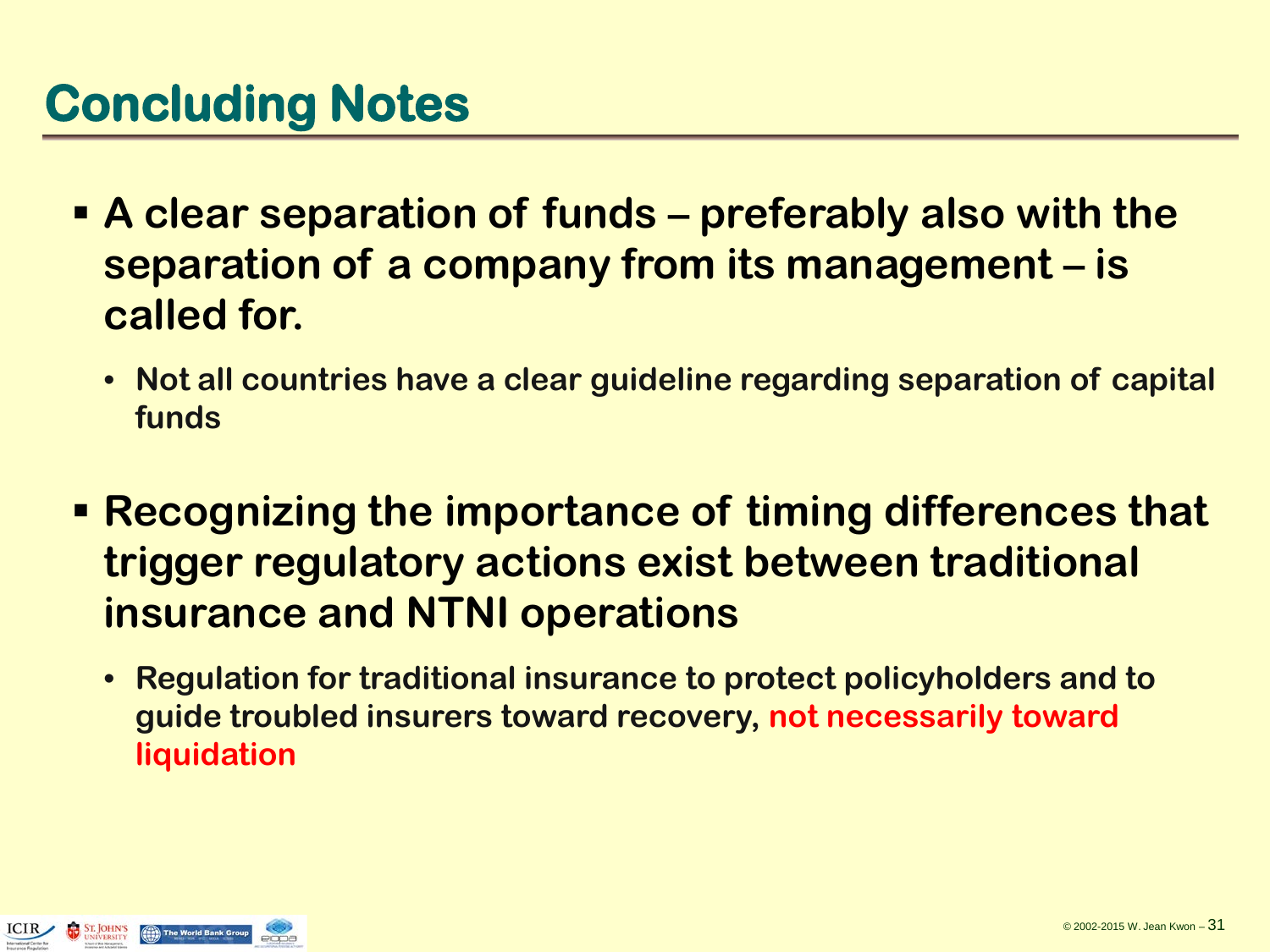# Concluding Notes

- **A clear separation of funds – preferably also with the separation of a company from its management – is called for.**
  - **Not all countries have a clear guideline regarding separation of capital funds**

- **Recognizing the importance of timing differences that trigger regulatory actions exist between traditional insurance and NTNI operations**
  - **Regulation for traditional insurance to protect policyholders and to guide troubled insurers toward recovery, not necessarily toward liquidation**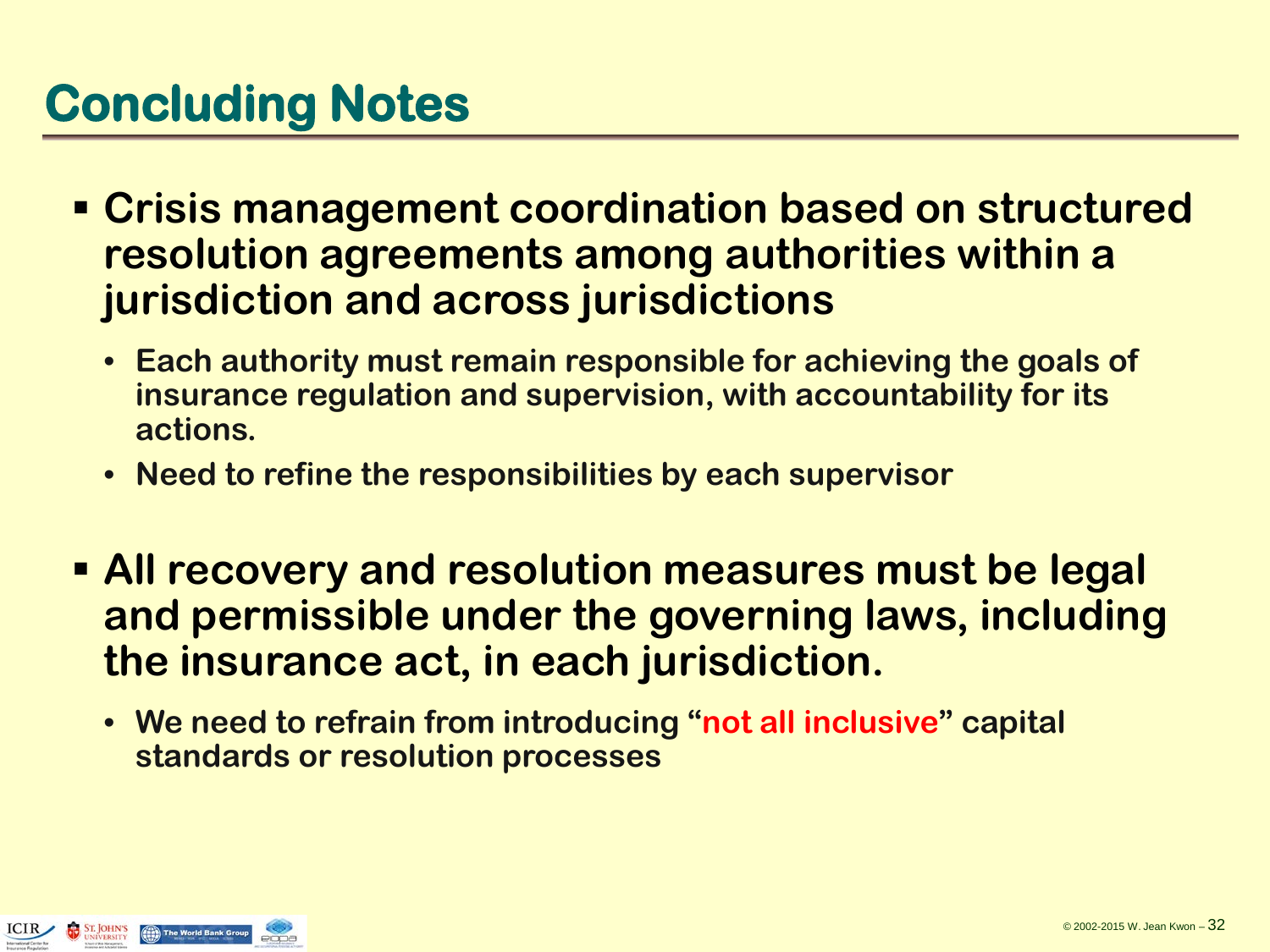# Concluding Notes

- **Crisis management coordination based on structured resolution agreements among authorities within a jurisdiction and across jurisdictions**
  - **Each authority must remain responsible for achieving the goals of insurance regulation and supervision, with accountability for its actions.**
  - **Need to refine the responsibilities by each supervisor**

- **All recovery and resolution measures must be legal and permissible under the governing laws, including the insurance act, in each jurisdiction.**
  - **We need to refrain from introducing "not all inclusive" capital standards or resolution processes**

© 2002-2015 W. Jean Kwon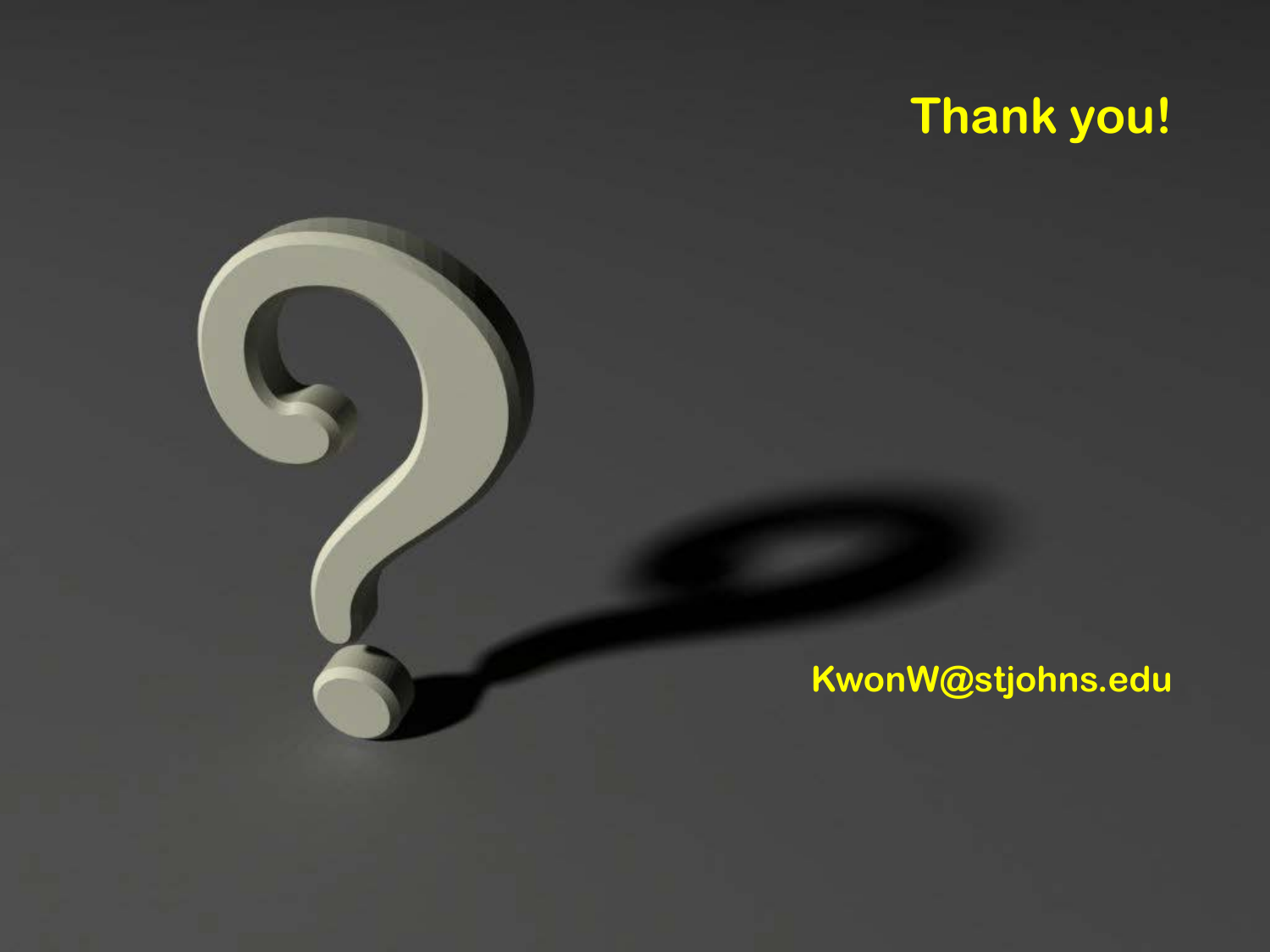Thank you!

KwonW@stjohns.edu